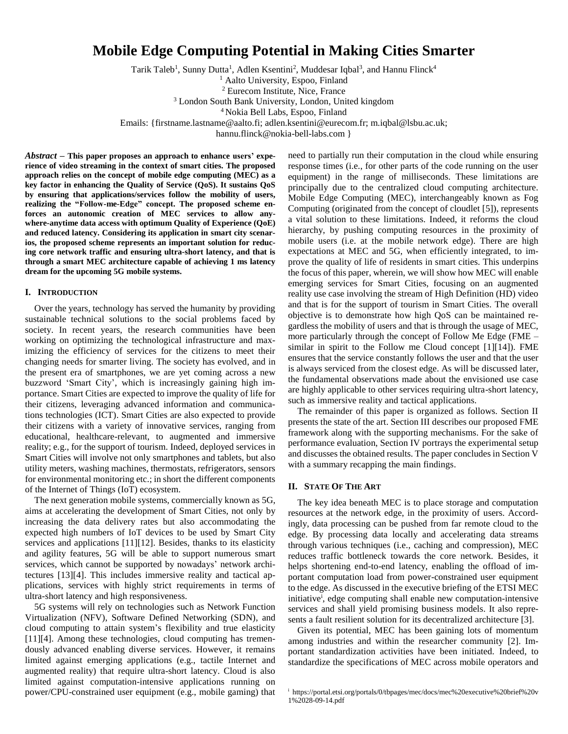# Mobile Edge Computing Potential in Making Cities Smarter

Tarik Taleb[1], Sunny Dutta[1], Adlen Ksentini[2], Muddesar Iqbal[3], and Hannu Flinck[4]

[1] Aalto University, Espoo, Finland
[2] Eurecom Institute, Nice, France
[3] London South Bank University, London, United kingdom
[4] Nokia Bell Labs, Espoo, Finland

Emails: {firstname.lastname@aalto.fi; adlen.ksentini@eurecom.fr; m.iqbal@lsbu.ac.uk; hannu.flinck@nokia-bell-labs.com }

***Abstract*** – **This paper proposes an approach to enhance users' experience of video streaming in the context of smart cities. The proposed approach relies on the concept of mobile edge computing (MEC) as a key factor in enhancing the Quality of Service (QoS). It sustains QoS by ensuring that applications/services follow the mobility of users, realizing the "Follow-me-Edge" concept. The proposed scheme enforces an autonomic creation of MEC services to allow anywhere-anytime data access with optimum Quality of Experience (QoE) and reduced latency. Considering its application in smart city scenarios, the proposed scheme represents an important solution for reducing core network traffic and ensuring ultra-short latency, and that is through a smart MEC architecture capable of achieving 1 ms latency dream for the upcoming 5G mobile systems.**

## I. INTRODUCTION

Over the years, technology has served the humanity by providing sustainable technical solutions to the social problems faced by society. In recent years, the research communities have been working on optimizing the technological infrastructure and maximizing the efficiency of services for the citizens to meet their changing needs for smarter living. The society has evolved, and in the present era of smartphones, we are yet coming across a new buzzword 'Smart City', which is increasingly gaining high importance. Smart Cities are expected to improve the quality of life for their citizens, leveraging advanced information and communications technologies (ICT). Smart Cities are also expected to provide their citizens with a variety of innovative services, ranging from educational, healthcare-relevant, to augmented and immersive reality; e.g., for the support of tourism. Indeed, deployed services in Smart Cities will involve not only smartphones and tablets, but also utility meters, washing machines, thermostats, refrigerators, sensors for environmental monitoring etc.; in short the different components of the Internet of Things (IoT) ecosystem.

The next generation mobile systems, commercially known as 5G, aims at accelerating the development of Smart Cities, not only by increasing the data delivery rates but also accommodating the expected high numbers of IoT devices to be used by Smart City services and applications [11][12]. Besides, thanks to its elasticity and agility features, 5G will be able to support numerous smart services, which cannot be supported by nowadays' network architectures [13][4]. This includes immersive reality and tactical applications, services with highly strict requirements in terms of ultra-short latency and high responsiveness.

5G systems will rely on technologies such as Network Function Virtualization (NFV), Software Defined Networking (SDN), and cloud computing to attain system's flexibility and true elasticity [11][4]. Among these technologies, cloud computing has tremendously advanced enabling diverse services. However, it remains limited against emerging applications (e.g., tactile Internet and augmented reality) that require ultra-short latency. Cloud is also limited against computation-intensive applications running on power/CPU-constrained user equipment (e.g., mobile gaming) that need to partially run their computation in the cloud while ensuring response times (i.e., for other parts of the code running on the user equipment) in the range of milliseconds. These limitations are principally due to the centralized cloud computing architecture. Mobile Edge Computing (MEC), interchangeably known as Fog Computing (originated from the concept of cloudlet [5]), represents a vital solution to these limitations. Indeed, it reforms the cloud hierarchy, by pushing computing resources in the proximity of mobile users (i.e. at the mobile network edge). There are high expectations at MEC and 5G, when efficiently integrated, to improve the quality of life of residents in smart cities. This underpins the focus of this paper, wherein, we will show how MEC will enable emerging services for Smart Cities, focusing on an augmented reality use case involving the stream of High Definition (HD) video and that is for the support of tourism in Smart Cities. The overall objective is to demonstrate how high QoS can be maintained regardless the mobility of users and that is through the usage of MEC, more particularly through the concept of Follow Me Edge (FME – similar in spirit to the Follow me Cloud concept [1][14]). FME ensures that the service constantly follows the user and that the user is always serviced from the closest edge. As will be discussed later, the fundamental observations made about the envisioned use case are highly applicable to other services requiring ultra-short latency, such as immersive reality and tactical applications.

The remainder of this paper is organized as follows. Section II presents the state of the art. Section III describes our proposed FME framework along with the supporting mechanisms. For the sake of performance evaluation, Section IV portrays the experimental setup and discusses the obtained results. The paper concludes in Section V with a summary recapping the main findings.

## II. STATE OF THE ART

The key idea beneath MEC is to place storage and computation resources at the network edge, in the proximity of users. Accordingly, data processing can be pushed from far remote cloud to the edge. By processing data locally and accelerating data streams through various techniques (i.e., caching and compression), MEC reduces traffic bottleneck towards the core network. Besides, it helps shortening end-to-end latency, enabling the offload of important computation load from power-constrained user equipment to the edge. As discussed in the executive briefing of the ETSI MEC initiative[i], edge computing shall enable new computation-intensive services and shall yield promising business models. It also represents a fault resilient solution for its decentralized architecture [3].

Given its potential, MEC has been gaining lots of momentum among industries and within the researcher community [2]. Important standardization activities have been initiated. Indeed, to standardize the specifications of MEC across mobile operators and

[i] https://portal.etsi.org/portals/0/tbpages/mec/docs/mec%20executive%20brief%20v1%2028-09-14.pdf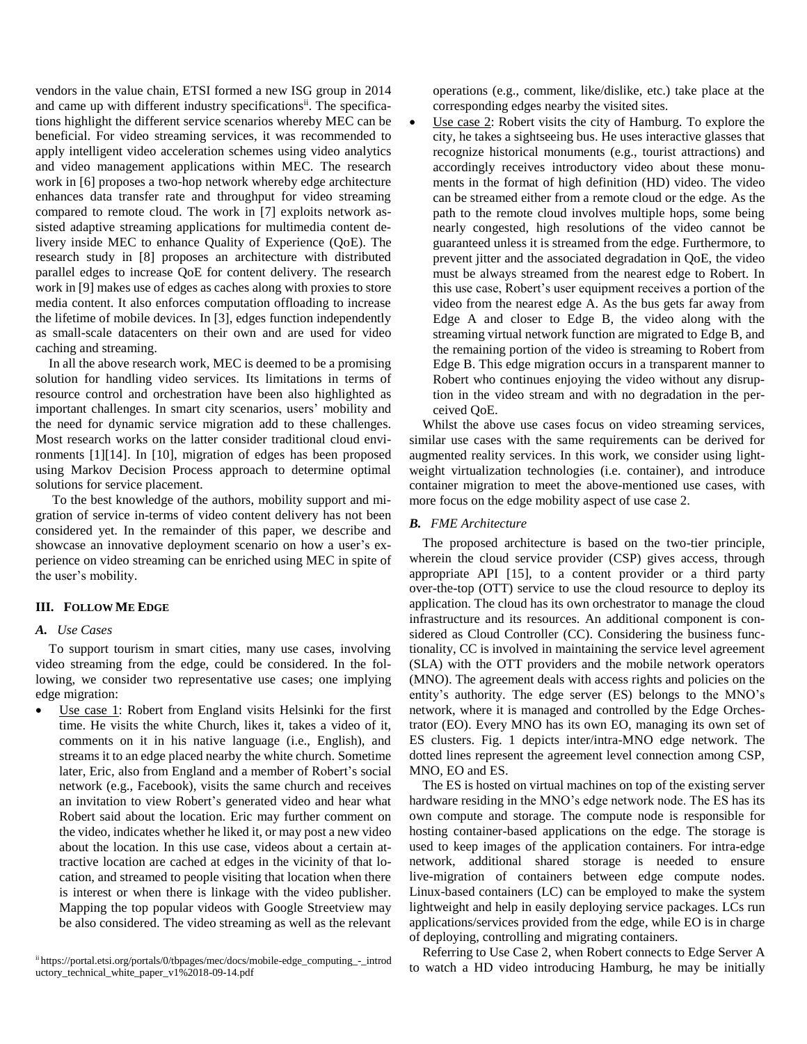vendors in the value chain, ETSI formed a new ISG group in 2014 and came up with different industry specifications[ii]. The specifications highlight the different service scenarios whereby MEC can be beneficial. For video streaming services, it was recommended to apply intelligent video acceleration schemes using video analytics and video management applications within MEC. The research work in [6] proposes a two-hop network whereby edge architecture enhances data transfer rate and throughput for video streaming compared to remote cloud. The work in [7] exploits network assisted adaptive streaming applications for multimedia content delivery inside MEC to enhance Quality of Experience (QoE). The research study in [8] proposes an architecture with distributed parallel edges to increase QoE for content delivery. The research work in [9] makes use of edges as caches along with proxies to store media content. It also enforces computation offloading to increase the lifetime of mobile devices. In [3], edges function independently as small-scale datacenters on their own and are used for video caching and streaming.

In all the above research work, MEC is deemed to be a promising solution for handling video services. Its limitations in terms of resource control and orchestration have been also highlighted as important challenges. In smart city scenarios, users' mobility and the need for dynamic service migration add to these challenges. Most research works on the latter consider traditional cloud environments [1][14]. In [10], migration of edges has been proposed using Markov Decision Process approach to determine optimal solutions for service placement.

To the best knowledge of the authors, mobility support and migration of service in-terms of video content delivery has not been considered yet. In the remainder of this paper, we describe and showcase an innovative deployment scenario on how a user's experience on video streaming can be enriched using MEC in spite of the user's mobility.

## III. Follow Me Edge

### A. *Use Cases*

To support tourism in smart cities, many use cases, involving video streaming from the edge, could be considered. In the following, we consider two representative use cases; one implying edge migration:

- Use case 1: Robert from England visits Helsinki for the first time. He visits the white Church, likes it, takes a video of it, comments on it in his native language (i.e., English), and streams it to an edge placed nearby the white church. Sometime later, Eric, also from England and a member of Robert's social network (e.g., Facebook), visits the same church and receives an invitation to view Robert's generated video and hear what Robert said about the location. Eric may further comment on the video, indicates whether he liked it, or may post a new video about the location. In this use case, videos about a certain attractive location are cached at edges in the vicinity of that location, and streamed to people visiting that location when there is interest or when there is linkage with the video publisher. Mapping the top popular videos with Google Streetview may be also considered. The video streaming as well as the relevant operations (e.g., comment, like/dislike, etc.) take place at the corresponding edges nearby the visited sites.
- Use case 2: Robert visits the city of Hamburg. To explore the city, he takes a sightseeing bus. He uses interactive glasses that recognize historical monuments (e.g., tourist attractions) and accordingly receives introductory video about these monuments in the format of high definition (HD) video. The video can be streamed either from a remote cloud or the edge. As the path to the remote cloud involves multiple hops, some being nearly congested, high resolutions of the video cannot be guaranteed unless it is streamed from the edge. Furthermore, to prevent jitter and the associated degradation in QoE, the video must be always streamed from the nearest edge to Robert. In this use case, Robert's user equipment receives a portion of the video from the nearest edge A. As the bus gets far away from Edge A and closer to Edge B, the video along with the streaming virtual network function are migrated to Edge B, and the remaining portion of the video is streaming to Robert from Edge B. This edge migration occurs in a transparent manner to Robert who continues enjoying the video without any disruption in the video stream and with no degradation in the perceived QoE.

Whilst the above use cases focus on video streaming services, similar use cases with the same requirements can be derived for augmented reality services. In this work, we consider using lightweight virtualization technologies (i.e. container), and introduce container migration to meet the above-mentioned use cases, with more focus on the edge mobility aspect of use case 2.

### B. *FME Architecture*

The proposed architecture is based on the two-tier principle, wherein the cloud service provider (CSP) gives access, through appropriate API [15], to a content provider or a third party over-the-top (OTT) service to use the cloud resource to deploy its application. The cloud has its own orchestrator to manage the cloud infrastructure and its resources. An additional component is considered as Cloud Controller (CC). Considering the business functionality, CC is involved in maintaining the service level agreement (SLA) with the OTT providers and the mobile network operators (MNO). The agreement deals with access rights and policies on the entity's authority. The edge server (ES) belongs to the MNO's network, where it is managed and controlled by the Edge Orchestrator (EO). Every MNO has its own EO, managing its own set of ES clusters. Fig. 1 depicts inter/intra-MNO edge network. The dotted lines represent the agreement level connection among CSP, MNO, EO and ES.

The ES is hosted on virtual machines on top of the existing server hardware residing in the MNO's edge network node. The ES has its own compute and storage. The compute node is responsible for hosting container-based applications on the edge. The storage is used to keep images of the application containers. For intra-edge network, additional shared storage is needed to ensure live-migration of containers between edge compute nodes. Linux-based containers (LC) can be employed to make the system lightweight and help in easily deploying service packages. LCs run applications/services provided from the edge, while EO is in charge of deploying, controlling and migrating containers.

Referring to Use Case 2, when Robert connects to Edge Server A to watch a HD video introducing Hamburg, he may be initially

[ii] https://portal.etsi.org/portals/0/tbpages/mec/docs/mobile-edge_computing_-_introductory_technical_white_paper_v1%2018-09-14.pdf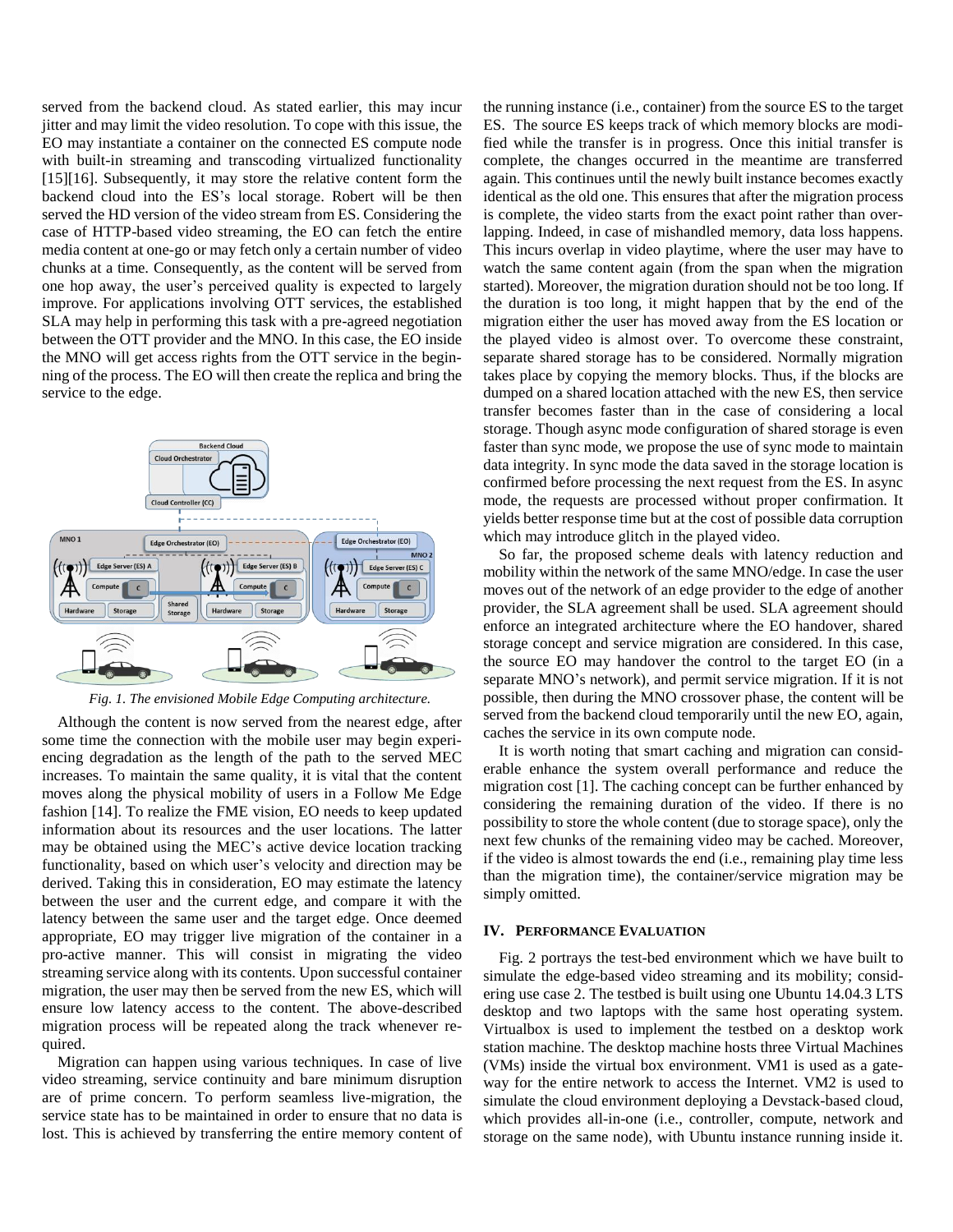served from the backend cloud. As stated earlier, this may incur jitter and may limit the video resolution. To cope with this issue, the EO may instantiate a container on the connected ES compute node with built-in streaming and transcoding virtualized functionality [15][16]. Subsequently, it may store the relative content form the backend cloud into the ES's local storage. Robert will be then served the HD version of the video stream from ES. Considering the case of HTTP-based video streaming, the EO can fetch the entire media content at one-go or may fetch only a certain number of video chunks at a time. Consequently, as the content will be served from one hop away, the user's perceived quality is expected to largely improve. For applications involving OTT services, the established SLA may help in performing this task with a pre-agreed negotiation between the OTT provider and the MNO. In this case, the EO inside the MNO will get access rights from the OTT service in the beginning of the process. The EO will then create the replica and bring the service to the edge.

*Fig. 1. The envisioned Mobile Edge Computing architecture.*

Although the content is now served from the nearest edge, after some time the connection with the mobile user may begin experiencing degradation as the length of the path to the served MEC increases. To maintain the same quality, it is vital that the content moves along the physical mobility of users in a Follow Me Edge fashion [14]. To realize the FME vision, EO needs to keep updated information about its resources and the user locations. The latter may be obtained using the MEC's active device location tracking functionality, based on which user's velocity and direction may be derived. Taking this in consideration, EO may estimate the latency between the user and the current edge, and compare it with the latency between the same user and the target edge. Once deemed appropriate, EO may trigger live migration of the container in a pro-active manner. This will consist in migrating the video streaming service along with its contents. Upon successful container migration, the user may then be served from the new ES, which will ensure low latency access to the content. The above-described migration process will be repeated along the track whenever required.

Migration can happen using various techniques. In case of live video streaming, service continuity and bare minimum disruption are of prime concern. To perform seamless live-migration, the service state has to be maintained in order to ensure that no data is lost. This is achieved by transferring the entire memory content of the running instance (i.e., container) from the source ES to the target ES. The source ES keeps track of which memory blocks are modified while the transfer is in progress. Once this initial transfer is complete, the changes occurred in the meantime are transferred again. This continues until the newly built instance becomes exactly identical as the old one. This ensures that after the migration process is complete, the video starts from the exact point rather than overlapping. Indeed, in case of mishandled memory, data loss happens. This incurs overlap in video playtime, where the user may have to watch the same content again (from the span when the migration started). Moreover, the migration duration should not be too long. If the duration is too long, it might happen that by the end of the migration either the user has moved away from the ES location or the played video is almost over. To overcome these constraint, separate shared storage has to be considered. Normally migration takes place by copying the memory blocks. Thus, if the blocks are dumped on a shared location attached with the new ES, then service transfer becomes faster than in the case of considering a local storage. Though async mode configuration of shared storage is even faster than sync mode, we propose the use of sync mode to maintain data integrity. In sync mode the data saved in the storage location is confirmed before processing the next request from the ES. In async mode, the requests are processed without proper confirmation. It yields better response time but at the cost of possible data corruption which may introduce glitch in the played video.

So far, the proposed scheme deals with latency reduction and mobility within the network of the same MNO/edge. In case the user moves out of the network of an edge provider to the edge of another provider, the SLA agreement shall be used. SLA agreement should enforce an integrated architecture where the EO handover, shared storage concept and service migration are considered. In this case, the source EO may handover the control to the target EO (in a separate MNO's network), and permit service migration. If it is not possible, then during the MNO crossover phase, the content will be served from the backend cloud temporarily until the new EO, again, caches the service in its own compute node.

It is worth noting that smart caching and migration can considerable enhance the system overall performance and reduce the migration cost [1]. The caching concept can be further enhanced by considering the remaining duration of the video. If there is no possibility to store the whole content (due to storage space), only the next few chunks of the remaining video may be cached. Moreover, if the video is almost towards the end (i.e., remaining play time less than the migration time), the container/service migration may be simply omitted.

## IV. Performance Evaluation

Fig. 2 portrays the test-bed environment which we have built to simulate the edge-based video streaming and its mobility; considering use case 2. The testbed is built using one Ubuntu 14.04.3 LTS desktop and two laptops with the same host operating system. Virtualbox is used to implement the testbed on a desktop work station machine. The desktop machine hosts three Virtual Machines (VMs) inside the virtual box environment. VM1 is used as a gateway for the entire network to access the Internet. VM2 is used to simulate the cloud environment deploying a Devstack-based cloud, which provides all-in-one (i.e., controller, compute, network and storage on the same node), with Ubuntu instance running inside it.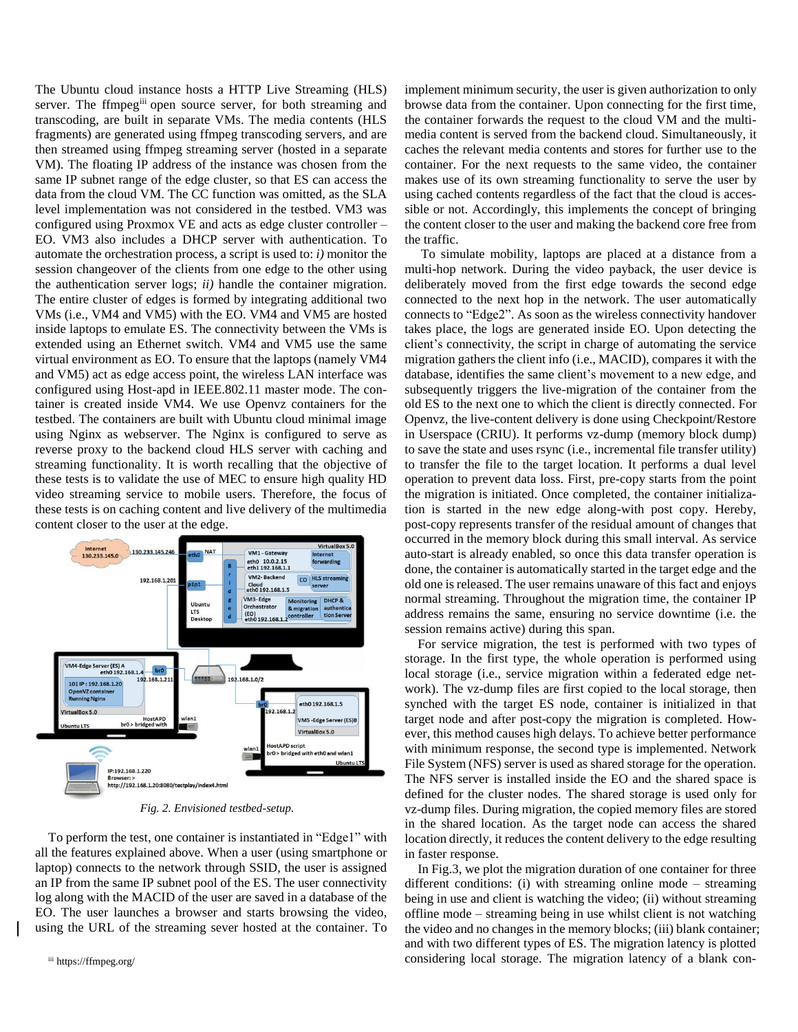The Ubuntu cloud instance hosts a HTTP Live Streaming (HLS) server. The ffmpeg[iii] open source server, for both streaming and transcoding, are built in separate VMs. The media contents (HLS fragments) are generated using ffmpeg transcoding servers, and are then streamed using ffmpeg streaming server (hosted in a separate VM). The floating IP address of the instance was chosen from the same IP subnet range of the edge cluster, so that ES can access the data from the cloud VM. The CC function was omitted, as the SLA level implementation was not considered in the testbed. VM3 was configured using Proxmox VE and acts as edge cluster controller – EO. VM3 also includes a DHCP server with authentication. To automate the orchestration process, a script is used to: *i)* monitor the session changeover of the clients from one edge to the other using the authentication server logs; *ii)* handle the container migration. The entire cluster of edges is formed by integrating additional two VMs (i.e., VM4 and VM5) with the EO. VM4 and VM5 are hosted inside laptops to emulate ES. The connectivity between the VMs is extended using an Ethernet switch. VM4 and VM5 use the same virtual environment as EO. To ensure that the laptops (namely VM4 and VM5) act as edge access point, the wireless LAN interface was configured using Host-apd in IEEE.802.11 master mode. The container is created inside VM4. We use Openvz containers for the testbed. The containers are built with Ubuntu cloud minimal image using Nginx as webserver. The Nginx is configured to serve as reverse proxy to the backend cloud HLS server with caching and streaming functionality. It is worth recalling that the objective of these tests is to validate the use of MEC to ensure high quality HD video streaming service to mobile users. Therefore, the focus of these tests is on caching content and live delivery of the multimedia content closer to the user at the edge.

*Fig. 2. Envisioned testbed-setup.*

To perform the test, one container is instantiated in "Edge1" with all the features explained above. When a user (using smartphone or laptop) connects to the network through SSID, the user is assigned an IP from the same IP subnet pool of the ES. The user connectivity log along with the MACID of the user are saved in a database of the EO. The user launches a browser and starts browsing the video, using the URL of the streaming sever hosted at the container. To implement minimum security, the user is given authorization to only browse data from the container. Upon connecting for the first time, the container forwards the request to the cloud VM and the multimedia content is served from the backend cloud. Simultaneously, it caches the relevant media contents and stores for further use to the container. For the next requests to the same video, the container makes use of its own streaming functionality to serve the user by using cached contents regardless of the fact that the cloud is accessible or not. Accordingly, this implements the concept of bringing the content closer to the user and making the backend core free from the traffic.

To simulate mobility, laptops are placed at a distance from a multi-hop network. During the video payback, the user device is deliberately moved from the first edge towards the second edge connected to the next hop in the network. The user automatically connects to "Edge2". As soon as the wireless connectivity handover takes place, the logs are generated inside EO. Upon detecting the client's connectivity, the script in charge of automating the service migration gathers the client info (i.e., MACID), compares it with the database, identifies the same client's movement to a new edge, and subsequently triggers the live-migration of the container from the old ES to the next one to which the client is directly connected. For Openvz, the live-content delivery is done using Checkpoint/Restore in Userspace (CRIU). It performs vz-dump (memory block dump) to save the state and uses rsync (i.e., incremental file transfer utility) to transfer the file to the target location. It performs a dual level operation to prevent data loss. First, pre-copy starts from the point the migration is initiated. Once completed, the container initialization is started in the new edge along-with post copy. Hereby, post-copy represents transfer of the residual amount of changes that occurred in the memory block during this small interval. As service auto-start is already enabled, so once this data transfer operation is done, the container is automatically started in the target edge and the old one is released. The user remains unaware of this fact and enjoys normal streaming. Throughout the migration time, the container IP address remains the same, ensuring no service downtime (i.e. the session remains active) during this span.

For service migration, the test is performed with two types of storage. In the first type, the whole operation is performed using local storage (i.e., service migration within a federated edge network). The vz-dump files are first copied to the local storage, then synched with the target ES node, container is initialized in that target node and after post-copy the migration is completed. However, this method causes high delays. To achieve better performance with minimum response, the second type is implemented. Network File System (NFS) server is used as shared storage for the operation. The NFS server is installed inside the EO and the shared space is defined for the cluster nodes. The shared storage is used only for vz-dump files. During migration, the copied memory files are stored in the shared location. As the target node can access the shared location directly, it reduces the content delivery to the edge resulting in faster response.

In Fig.3, we plot the migration duration of one container for three different conditions: (i) with streaming online mode – streaming being in use and client is watching the video; (ii) without streaming offline mode – streaming being in use whilst client is not watching the video and no changes in the memory blocks; (iii) blank container; and with two different types of ES. The migration latency is plotted considering local storage. The migration latency of a blank con-

[iii] https://ffmpeg.org/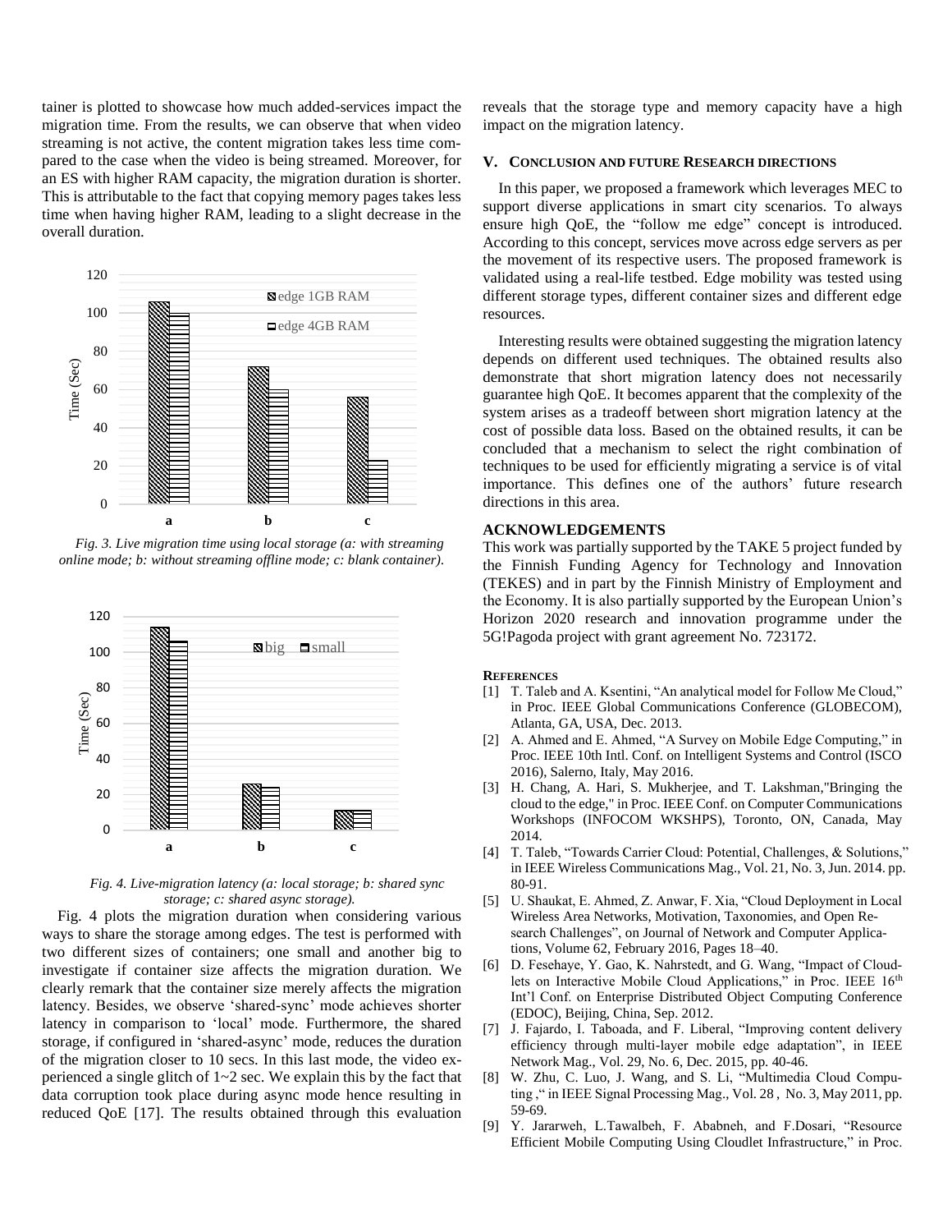tainer is plotted to showcase how much added-services impact the migration time. From the results, we can observe that when video streaming is not active, the content migration takes less time compared to the case when the video is being streamed. Moreover, for an ES with higher RAM capacity, the migration duration is shorter. This is attributable to the fact that copying memory pages takes less time when having higher RAM, leading to a slight decrease in the overall duration.

*Fig. 3. Live migration time using local storage (a: with streaming online mode; b: without streaming offline mode; c: blank container).*

*Fig. 4. Live-migration latency (a: local storage; b: shared sync storage; c: shared async storage).*

Fig. 4 plots the migration duration when considering various ways to share the storage among edges. The test is performed with two different sizes of containers; one small and another big to investigate if container size affects the migration duration. We clearly remark that the container size merely affects the migration latency. Besides, we observe 'shared-sync' mode achieves shorter latency in comparison to 'local' mode. Furthermore, the shared storage, if configured in 'shared-async' mode, reduces the duration of the migration closer to 10 secs. In this last mode, the video experienced a single glitch of 1~2 sec. We explain this by the fact that data corruption took place during async mode hence resulting in reduced QoE [17]. The results obtained through this evaluation reveals that the storage type and memory capacity have a high impact on the migration latency.

## V. Conclusion and future Research directions

In this paper, we proposed a framework which leverages MEC to support diverse applications in smart city scenarios. To always ensure high QoE, the "follow me edge" concept is introduced. According to this concept, services move across edge servers as per the movement of its respective users. The proposed framework is validated using a real-life testbed. Edge mobility was tested using different storage types, different container sizes and different edge resources.

Interesting results were obtained suggesting the migration latency depends on different used techniques. The obtained results also demonstrate that short migration latency does not necessarily guarantee high QoE. It becomes apparent that the complexity of the system arises as a tradeoff between short migration latency at the cost of possible data loss. Based on the obtained results, it can be concluded that a mechanism to select the right combination of techniques to be used for efficiently migrating a service is of vital importance. This defines one of the authors' future research directions in this area.

## ACKNOWLEDGEMENTS

This work was partially supported by the TAKE 5 project funded by the Finnish Funding Agency for Technology and Innovation (TEKES) and in part by the Finnish Ministry of Employment and the Economy. It is also partially supported by the European Union's Horizon 2020 research and innovation programme under the 5G!Pagoda project with grant agreement No. 723172.

## References

[1] T. Taleb and A. Ksentini, "An analytical model for Follow Me Cloud," in Proc. IEEE Global Communications Conference (GLOBECOM), Atlanta, GA, USA, Dec. 2013.

[2] A. Ahmed and E. Ahmed, "A Survey on Mobile Edge Computing," in Proc. IEEE 10th Intl. Conf. on Intelligent Systems and Control (ISCO 2016), Salerno, Italy, May 2016.

[3] H. Chang, A. Hari, S. Mukherjee, and T. Lakshman,"Bringing the cloud to the edge," in Proc. IEEE Conf. on Computer Communications Workshops (INFOCOM WKSHPS), Toronto, ON, Canada, May 2014.

[4] T. Taleb, "Towards Carrier Cloud: Potential, Challenges, & Solutions," in IEEE Wireless Communications Mag., Vol. 21, No. 3, Jun. 2014. pp. 80-91.

[5] U. Shaukat, E. Ahmed, Z. Anwar, F. Xia, "Cloud Deployment in Local Wireless Area Networks, Motivation, Taxonomies, and Open Research Challenges", on Journal of Network and Computer Applications, Volume 62, February 2016, Pages 18–40.

[6] D. Fesehaye, Y. Gao, K. Nahrstedt, and G. Wang, "Impact of Cloudlets on Interactive Mobile Cloud Applications," in Proc. IEEE 16th Int'l Conf. on Enterprise Distributed Object Computing Conference (EDOC), Beijing, China, Sep. 2012.

[7] J. Fajardo, I. Taboada, and F. Liberal, "Improving content delivery efficiency through multi-layer mobile edge adaptation", in IEEE Network Mag., Vol. 29, No. 6, Dec. 2015, pp. 40-46.

[8] W. Zhu, C. Luo, J. Wang, and S. Li, "Multimedia Cloud Computing ," in IEEE Signal Processing Mag., Vol. 28 , No. 3, May 2011, pp. 59-69.

[9] Y. Jararweh, L.Tawalbeh, F. Ababneh, and F.Dosari, "Resource Efficient Mobile Computing Using Cloudlet Infrastructure," in Proc.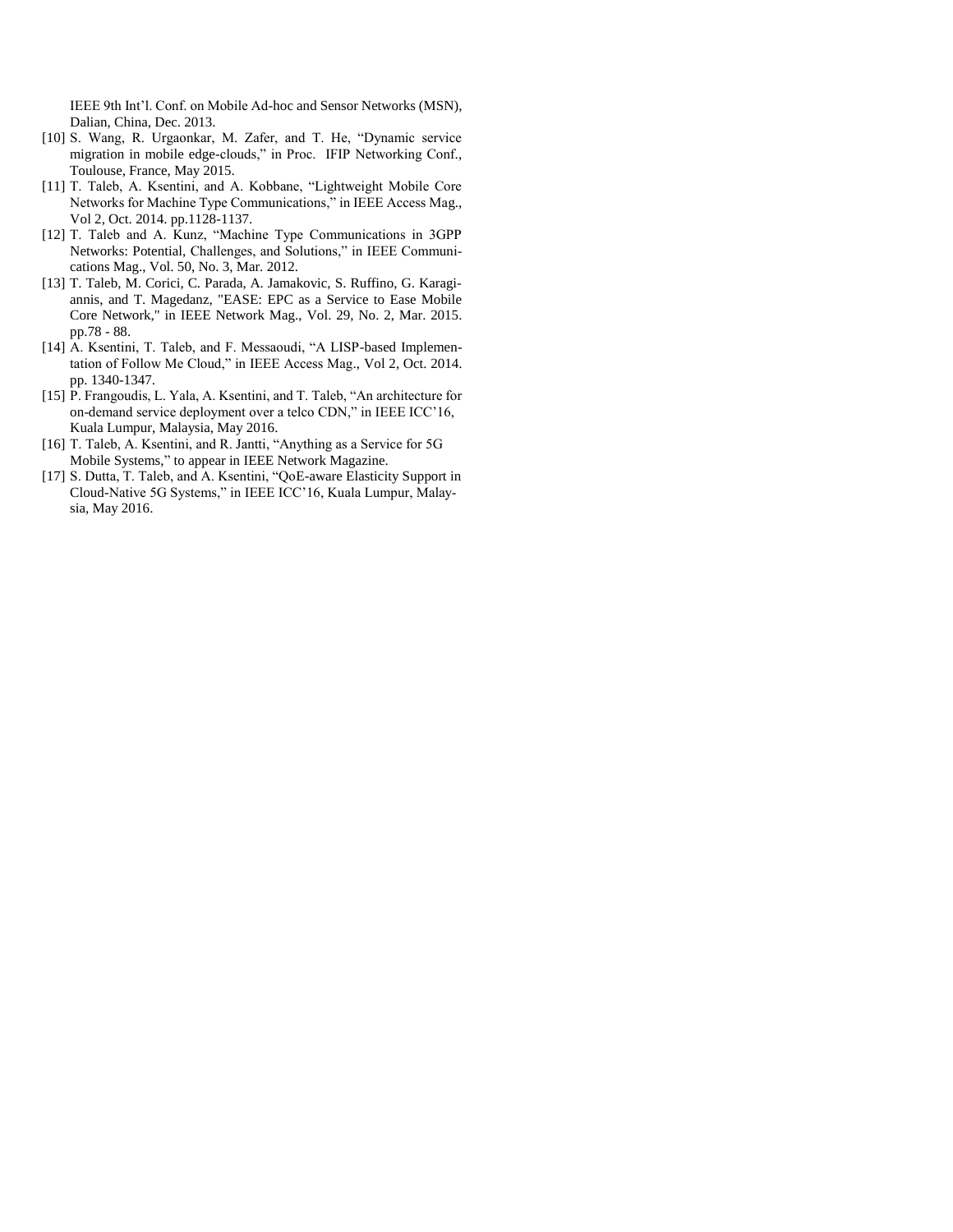IEEE 9th Int'l. Conf. on Mobile Ad-hoc and Sensor Networks (MSN), Dalian, China, Dec. 2013.

[10] S. Wang, R. Urgaonkar, M. Zafer, and T. He, "Dynamic service migration in mobile edge-clouds," in Proc. IFIP Networking Conf., Toulouse, France, May 2015.

[11] T. Taleb, A. Ksentini, and A. Kobbane, "Lightweight Mobile Core Networks for Machine Type Communications," in IEEE Access Mag., Vol 2, Oct. 2014. pp.1128-1137.

[12] T. Taleb and A. Kunz, "Machine Type Communications in 3GPP Networks: Potential, Challenges, and Solutions," in IEEE Communications Mag., Vol. 50, No. 3, Mar. 2012.

[13] T. Taleb, M. Corici, C. Parada, A. Jamakovic, S. Ruffino, G. Karagiannis, and T. Magedanz, "EASE: EPC as a Service to Ease Mobile Core Network," in IEEE Network Mag., Vol. 29, No. 2, Mar. 2015. pp.78 - 88.

[14] A. Ksentini, T. Taleb, and F. Messaoudi, "A LISP-based Implementation of Follow Me Cloud," in IEEE Access Mag., Vol 2, Oct. 2014. pp. 1340-1347.

[15] P. Frangoudis, L. Yala, A. Ksentini, and T. Taleb, "An architecture for on-demand service deployment over a telco CDN," in IEEE ICC'16, Kuala Lumpur, Malaysia, May 2016.

[16] T. Taleb, A. Ksentini, and R. Jantti, "Anything as a Service for 5G Mobile Systems," to appear in IEEE Network Magazine.

[17] S. Dutta, T. Taleb, and A. Ksentini, "QoE-aware Elasticity Support in Cloud-Native 5G Systems," in IEEE ICC'16, Kuala Lumpur, Malaysia, May 2016.